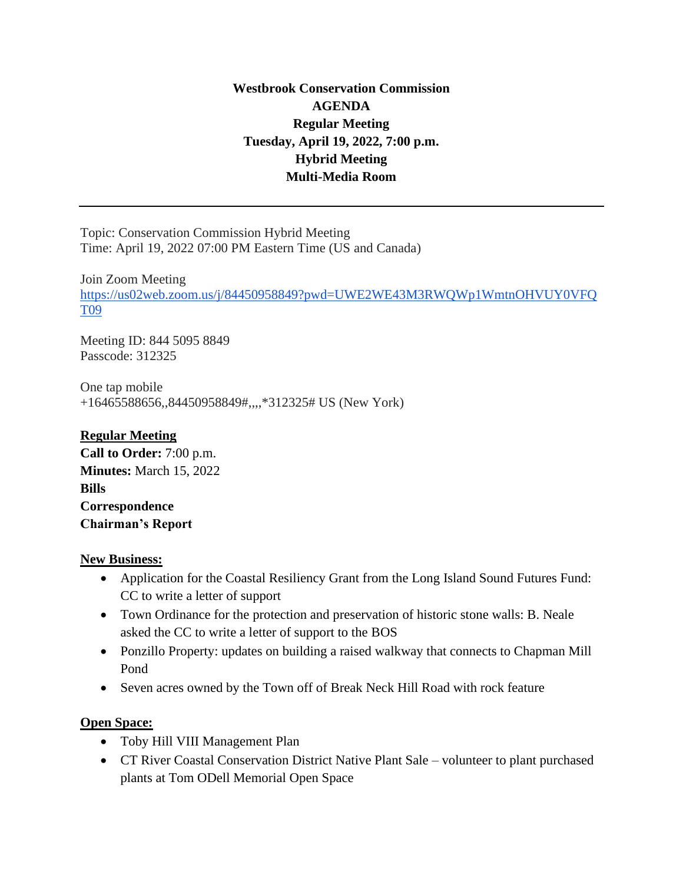# Westbrook Conservation Commission

**AGENDA**

**Regular Meeting**

**Tuesday, April 19, 2022, 7:00 p.m.**

**Hybrid Meeting**

**Multi-Media Room**

---

Topic: Conservation Commission Hybrid Meeting
Time: April 19, 2022 07:00 PM Eastern Time (US and Canada)

Join Zoom Meeting
https://us02web.zoom.us/j/84450958849?pwd=UWE2WE43M3RWQWp1WmtnOHVUY0VFQT09

Meeting ID: 844 5095 8849
Passcode: 312325

One tap mobile
+16465588656,,84450958849#,,,,*312325# US (New York)

**Regular Meeting**

**Call to Order:** 7:00 p.m.
**Minutes:** March 15, 2022
**Bills**
**Correspondence**
**Chairman's Report**

**New Business:**

- Application for the Coastal Resiliency Grant from the Long Island Sound Futures Fund: CC to write a letter of support
- Town Ordinance for the protection and preservation of historic stone walls: B. Neale asked the CC to write a letter of support to the BOS
- Ponzillo Property: updates on building a raised walkway that connects to Chapman Mill Pond
- Seven acres owned by the Town off of Break Neck Hill Road with rock feature

**Open Space:**

- Toby Hill VIII Management Plan
- CT River Coastal Conservation District Native Plant Sale – volunteer to plant purchased plants at Tom ODell Memorial Open Space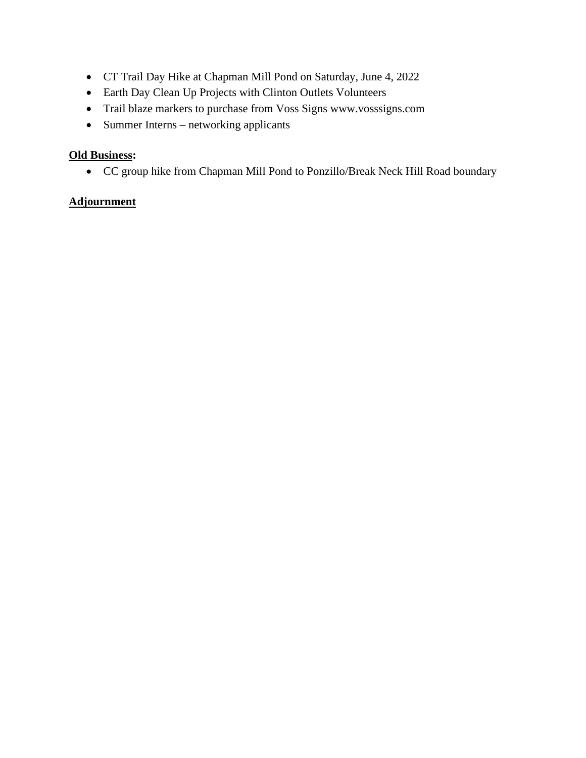- CT Trail Day Hike at Chapman Mill Pond on Saturday, June 4, 2022
- Earth Day Clean Up Projects with Clinton Outlets Volunteers
- Trail blaze markers to purchase from Voss Signs www.vosssigns.com
- Summer Interns – networking applicants

**Old Business:**

- CC group hike from Chapman Mill Pond to Ponzillo/Break Neck Hill Road boundary

**Adjournment**